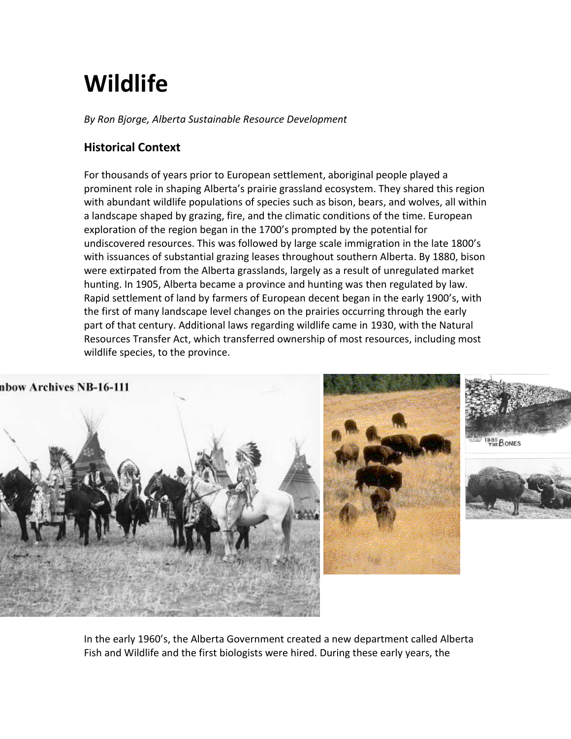# Wildlife

*By Ron Bjorge, Alberta Sustainable Resource Development*

## Historical Context

For thousands of years prior to European settlement, aboriginal people played a prominent role in shaping Alberta's prairie grassland ecosystem. They shared this region with abundant wildlife populations of species such as bison, bears, and wolves, all within a landscape shaped by grazing, fire, and the climatic conditions of the time. European exploration of the region began in the 1700's prompted by the potential for undiscovered resources. This was followed by large scale immigration in the late 1800's with issuances of substantial grazing leases throughout southern Alberta. By 1880, bison were extirpated from the Alberta grasslands, largely as a result of unregulated market hunting. In 1905, Alberta became a province and hunting was then regulated by law. Rapid settlement of land by farmers of European decent began in the early 1900's, with the first of many landscape level changes on the prairies occurring through the early part of that century. Additional laws regarding wildlife came in 1930, with the Natural Resources Transfer Act, which transferred ownership of most resources, including most wildlife species, to the province.

In the early 1960's, the Alberta Government created a new department called Alberta Fish and Wildlife and the first biologists were hired. During these early years, the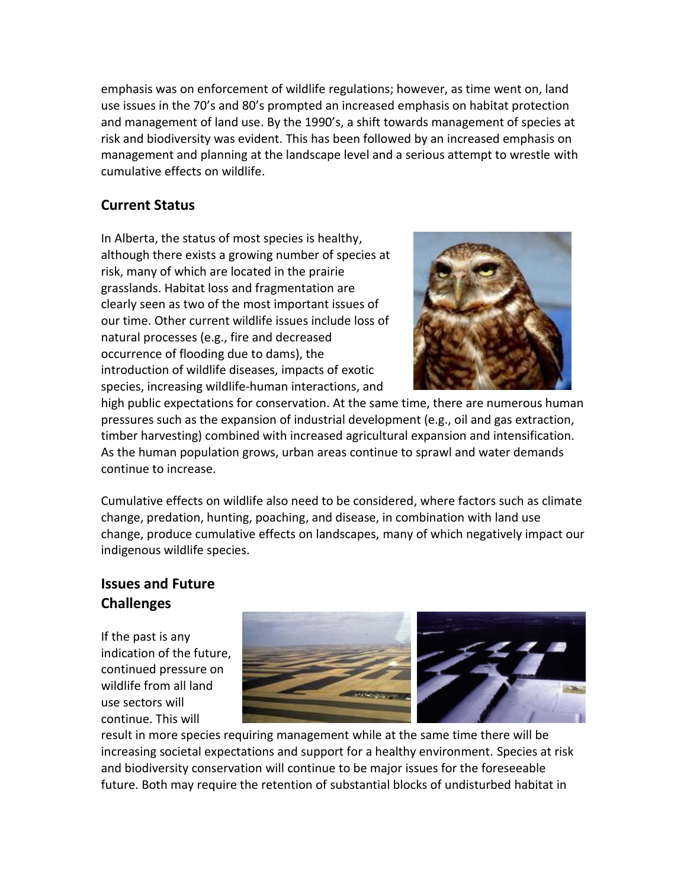emphasis was on enforcement of wildlife regulations; however, as time went on, land use issues in the 70's and 80's prompted an increased emphasis on habitat protection and management of land use. By the 1990's, a shift towards management of species at risk and biodiversity was evident. This has been followed by an increased emphasis on management and planning at the landscape level and a serious attempt to wrestle with cumulative effects on wildlife.

## Current Status

In Alberta, the status of most species is healthy, although there exists a growing number of species at risk, many of which are located in the prairie grasslands. Habitat loss and fragmentation are clearly seen as two of the most important issues of our time. Other current wildlife issues include loss of natural processes (e.g., fire and decreased occurrence of flooding due to dams), the introduction of wildlife diseases, impacts of exotic species, increasing wildlife-human interactions, and high public expectations for conservation. At the same time, there are numerous human pressures such as the expansion of industrial development (e.g., oil and gas extraction, timber harvesting) combined with increased agricultural expansion and intensification. As the human population grows, urban areas continue to sprawl and water demands continue to increase.

Cumulative effects on wildlife also need to be considered, where factors such as climate change, predation, hunting, poaching, and disease, in combination with land use change, produce cumulative effects on landscapes, many of which negatively impact our indigenous wildlife species.

## Issues and Future Challenges

If the past is any indication of the future, continued pressure on wildlife from all land use sectors will continue. This will result in more species requiring management while at the same time there will be increasing societal expectations and support for a healthy environment. Species at risk and biodiversity conservation will continue to be major issues for the foreseeable future. Both may require the retention of substantial blocks of undisturbed habitat in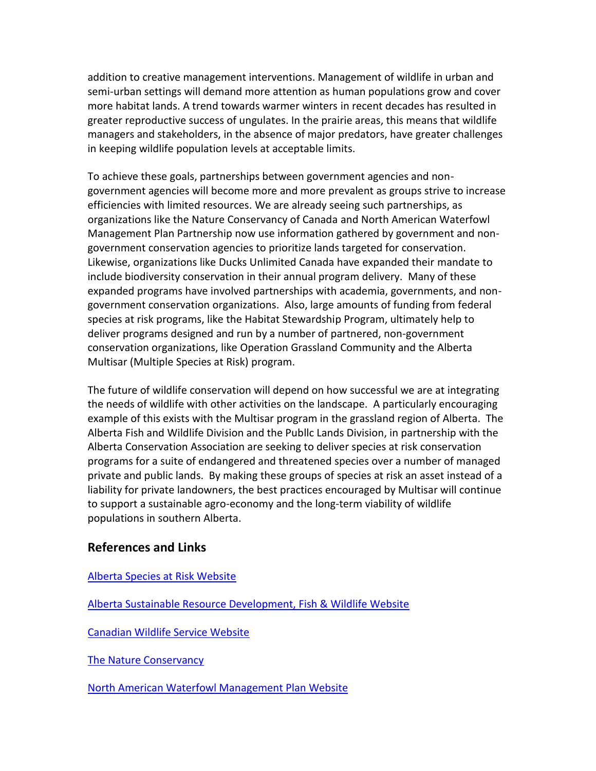addition to creative management interventions. Management of wildlife in urban and semi-urban settings will demand more attention as human populations grow and cover more habitat lands. A trend towards warmer winters in recent decades has resulted in greater reproductive success of ungulates. In the prairie areas, this means that wildlife managers and stakeholders, in the absence of major predators, have greater challenges in keeping wildlife population levels at acceptable limits.

To achieve these goals, partnerships between government agencies and non-government agencies will become more and more prevalent as groups strive to increase efficiencies with limited resources. We are already seeing such partnerships, as organizations like the Nature Conservancy of Canada and North American Waterfowl Management Plan Partnership now use information gathered by government and non-government conservation agencies to prioritize lands targeted for conservation. Likewise, organizations like Ducks Unlimited Canada have expanded their mandate to include biodiversity conservation in their annual program delivery. Many of these expanded programs have involved partnerships with academia, governments, and non-government conservation organizations. Also, large amounts of funding from federal species at risk programs, like the Habitat Stewardship Program, ultimately help to deliver programs designed and run by a number of partnered, non-government conservation organizations, like Operation Grassland Community and the Alberta Multisar (Multiple Species at Risk) program.

The future of wildlife conservation will depend on how successful we are at integrating the needs of wildlife with other activities on the landscape. A particularly encouraging example of this exists with the Multisar program in the grassland region of Alberta. The Alberta Fish and Wildlife Division and the Publlc Lands Division, in partnership with the Alberta Conservation Association are seeking to deliver species at risk conservation programs for a suite of endangered and threatened species over a number of managed private and public lands. By making these groups of species at risk an asset instead of a liability for private landowners, the best practices encouraged by Multisar will continue to support a sustainable agro-economy and the long-term viability of wildlife populations in southern Alberta.

## References and Links

Alberta Species at Risk Website

Alberta Sustainable Resource Development, Fish & Wildlife Website

Canadian Wildlife Service Website

The Nature Conservancy

North American Waterfowl Management Plan Website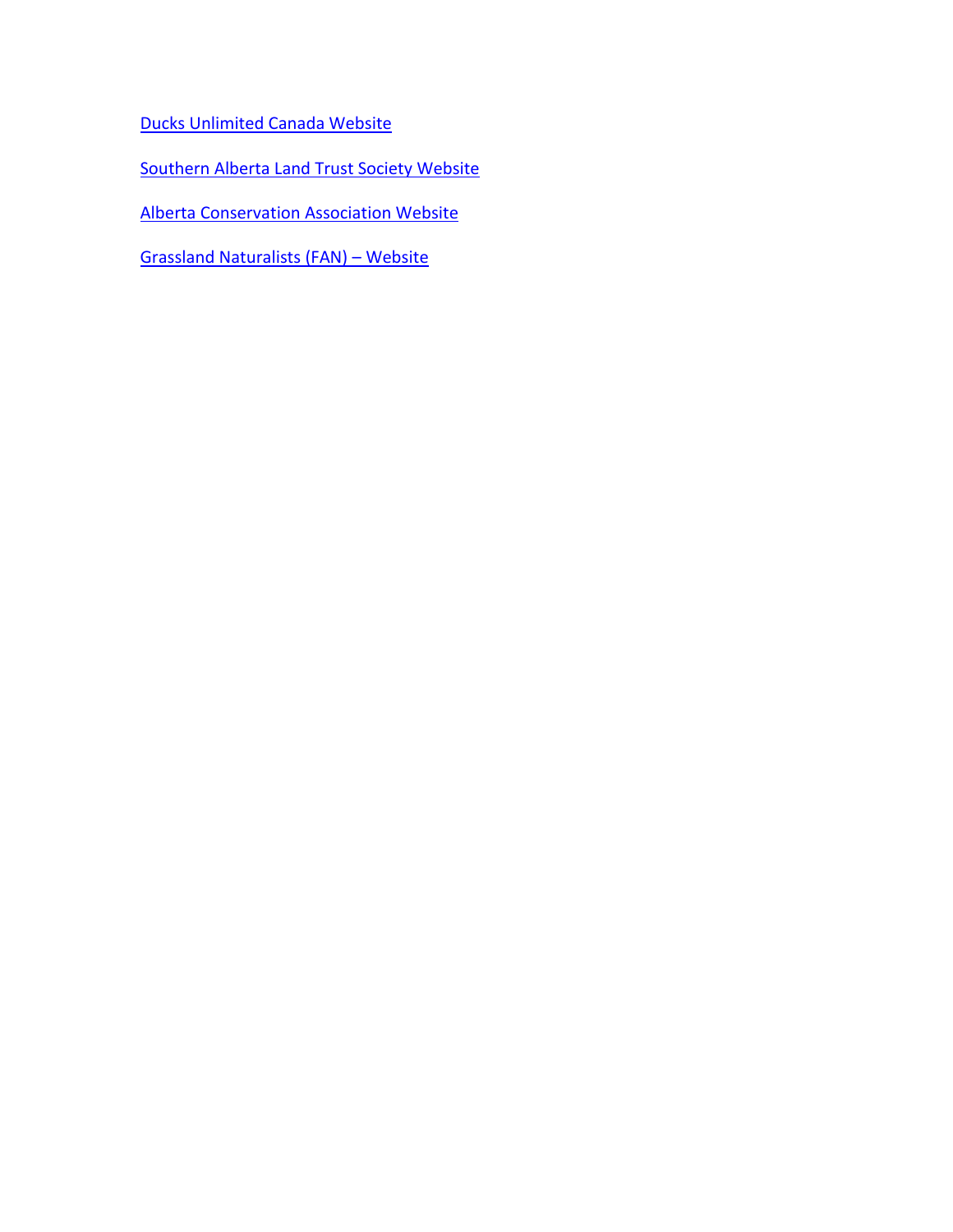Ducks Unlimited Canada Website

Southern Alberta Land Trust Society Website

Alberta Conservation Association Website

Grassland Naturalists (FAN) – Website